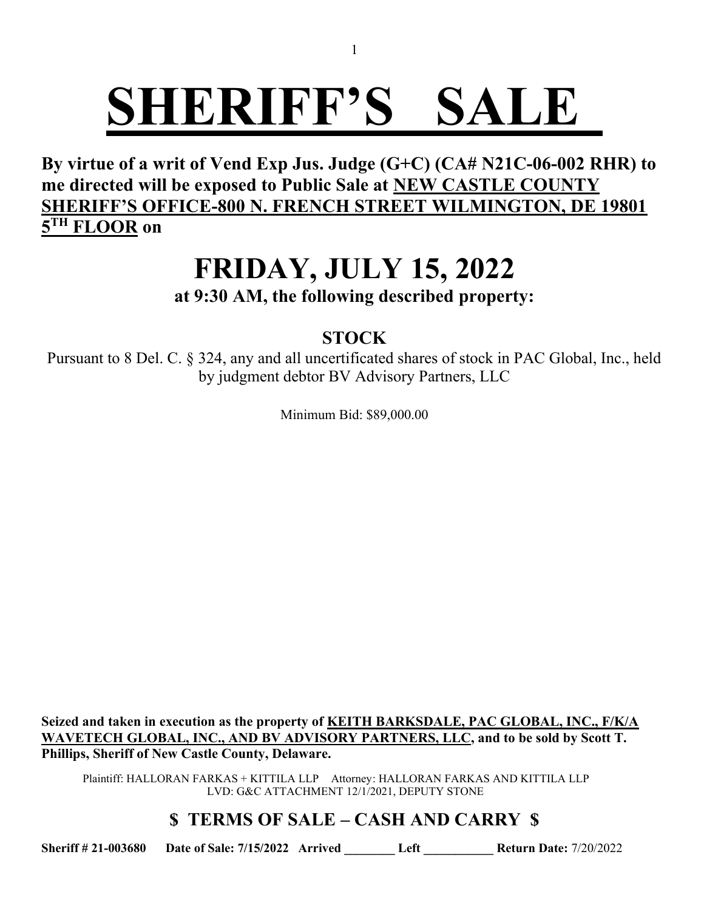# SHERIFF'S SALE

**By virtue of a writ of Vend Exp Jus. Judge (G+C) (CA# N21C-06-002 RHR) to me directed will be exposed to Public Sale at NEW CASTLE COUNTY SHERIFF'S OFFICE-800 N. FRENCH STREET WILMINGTON, DE 19801 5TH FLOOR on**

## FRIDAY, JULY 15, 2022

**at 9:30 AM, the following described property:**

### STOCK

Pursuant to 8 Del. C. § 324, any and all uncertificated shares of stock in PAC Global, Inc., held by judgment debtor BV Advisory Partners, LLC

Minimum Bid: $89,000.00

**Seized and taken in execution as the property of KEITH BARKSDALE, PAC GLOBAL, INC., F/K/A WAVETECH GLOBAL, INC., AND BV ADVISORY PARTNERS, LLC, and to be sold by Scott T. Phillips, Sheriff of New Castle County, Delaware.**

Plaintiff: HALLORAN FARKAS + KITTILA LLP Attorney: HALLORAN FARKAS AND KITTILA LLP
LVD: G&C ATTACHMENT 12/1/2021, DEPUTY STONE

## $ TERMS OF SALE – CASH AND CARRY $

**Sheriff # 21-003680** **Date of Sale: 7/15/2022** **Arrived** ________ **Left** ___________ **Return Date:** 7/20/2022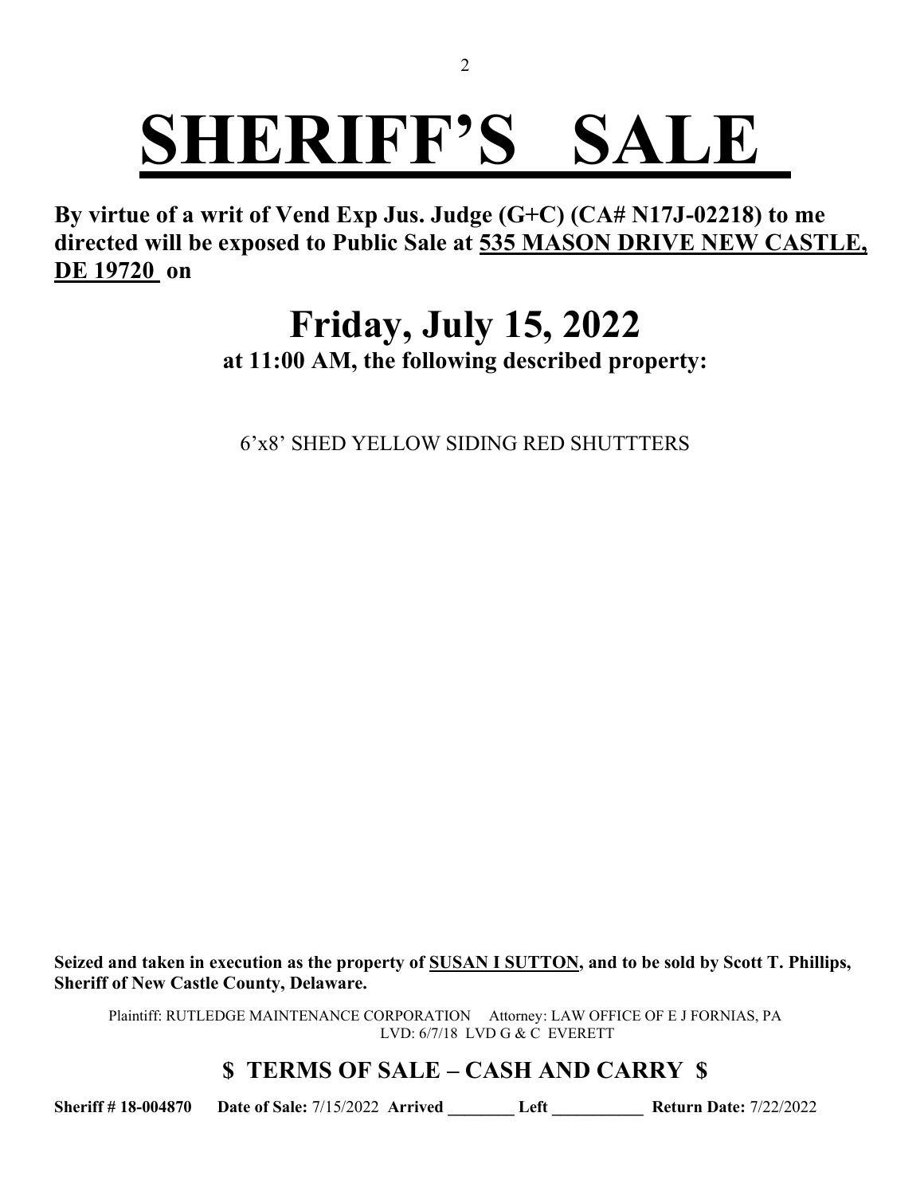# SHERIFF'S SALE

**By virtue of a writ of Vend Exp Jus. Judge (G+C) (CA# N17J-02218) to me directed will be exposed to Public Sale at 535 MASON DRIVE NEW CASTLE, DE 19720 on**

## Friday, July 15, 2022

**at 11:00 AM, the following described property:**

6'x8' SHED YELLOW SIDING RED SHUTTTERS

**Seized and taken in execution as the property of SUSAN I SUTTON, and to be sold by Scott T. Phillips, Sheriff of New Castle County, Delaware.**

Plaintiff: RUTLEDGE MAINTENANCE CORPORATION Attorney: LAW OFFICE OF E J FORNIAS, PA
LVD: 6/7/18 LVD G & C EVERETT

## $ TERMS OF SALE – CASH AND CARRY $

**Sheriff # 18-004870** **Date of Sale:** 7/15/2022 **Arrived** ________ **Left** ___________ **Return Date:** 7/22/2022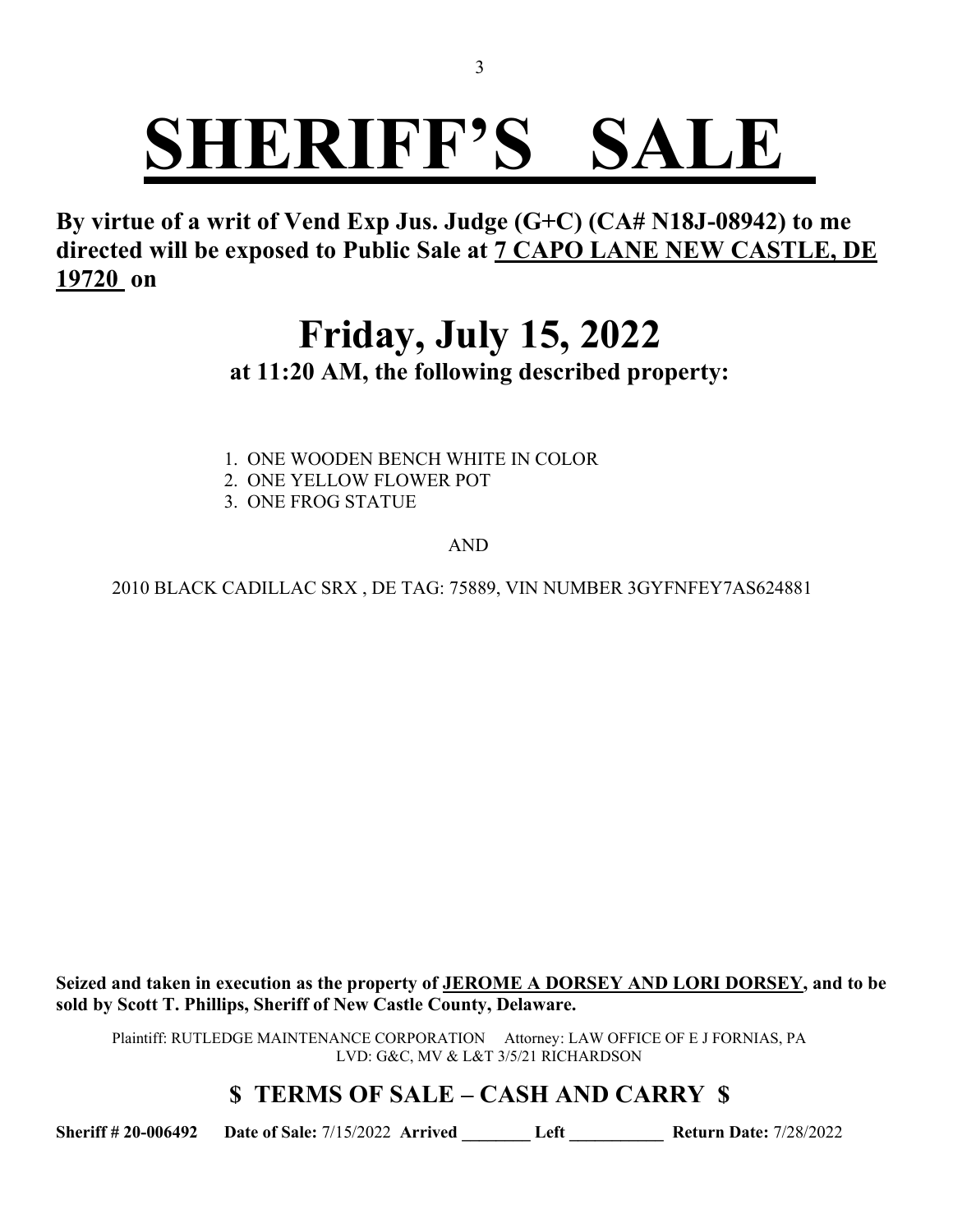# SHERIFF'S SALE

**By virtue of a writ of Vend Exp Jus. Judge (G+C) (CA# N18J-08942) to me directed will be exposed to Public Sale at 7 CAPO LANE NEW CASTLE, DE 19720 on**

## Friday, July 15, 2022

**at 11:20 AM, the following described property:**

1. ONE WOODEN BENCH WHITE IN COLOR
2. ONE YELLOW FLOWER POT
3. ONE FROG STATUE

AND

2010 BLACK CADILLAC SRX , DE TAG: 75889, VIN NUMBER 3GYFNFEY7AS624881

**Seized and taken in execution as the property of JEROME A DORSEY AND LORI DORSEY, and to be sold by Scott T. Phillips, Sheriff of New Castle County, Delaware.**

Plaintiff: RUTLEDGE MAINTENANCE CORPORATION Attorney: LAW OFFICE OF E J FORNIAS, PA
LVD: G&C, MV & L&T 3/5/21 RICHARDSON

## $ TERMS OF SALE – CASH AND CARRY $

**Sheriff # 20-006492** **Date of Sale:** 7/15/2022 **Arrived** ________ **Left** ___________ **Return Date:** 7/28/2022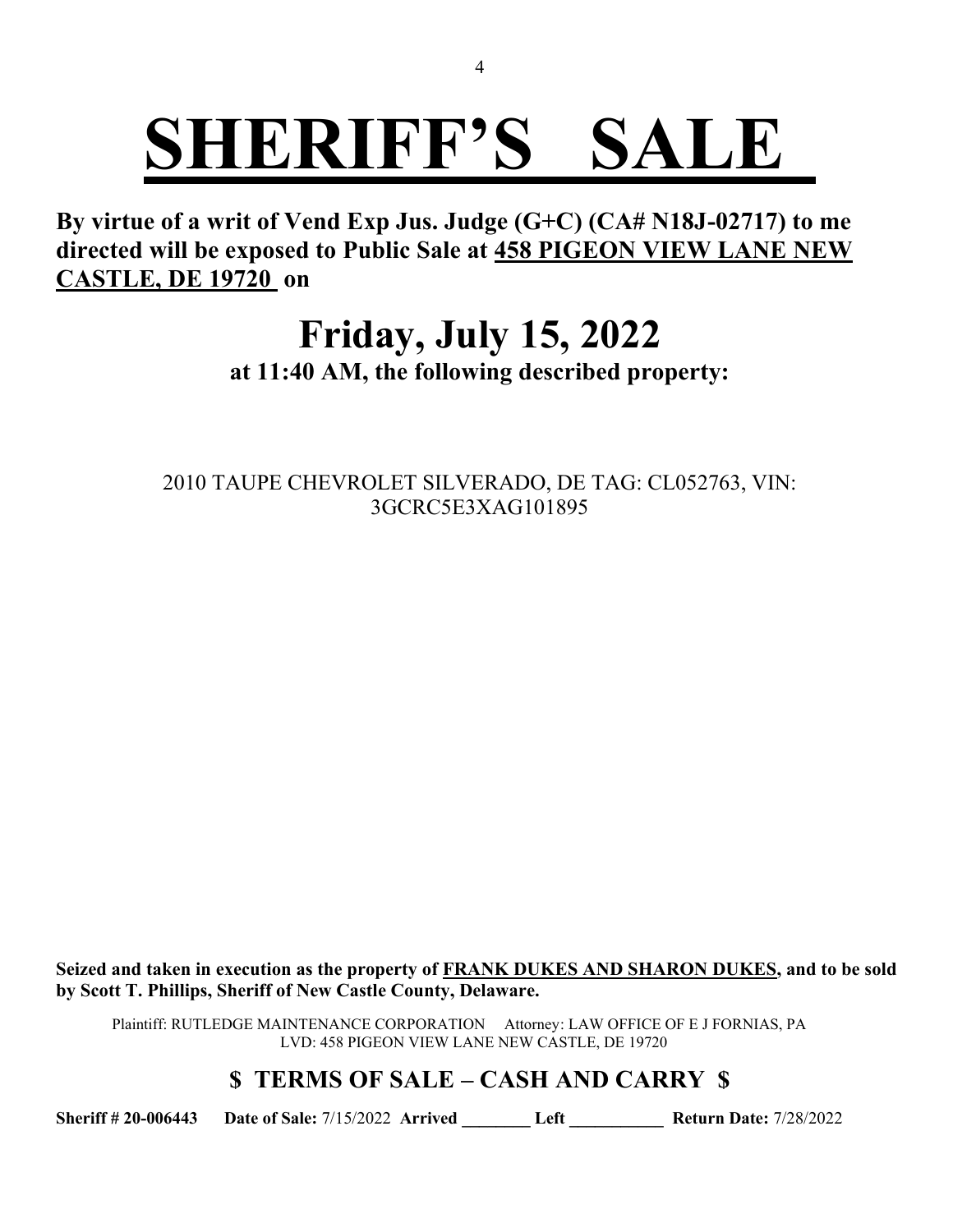# SHERIFF'S SALE

**By virtue of a writ of Vend Exp Jus. Judge (G+C) (CA# N18J-02717) to me directed will be exposed to Public Sale at 458 PIGEON VIEW LANE NEW CASTLE, DE 19720 on**

## Friday, July 15, 2022

**at 11:40 AM, the following described property:**

2010 TAUPE CHEVROLET SILVERADO, DE TAG: CL052763, VIN: 3GCRC5E3XAG101895

**Seized and taken in execution as the property of FRANK DUKES AND SHARON DUKES, and to be sold by Scott T. Phillips, Sheriff of New Castle County, Delaware.**

Plaintiff: RUTLEDGE MAINTENANCE CORPORATION Attorney: LAW OFFICE OF E J FORNIAS, PA
LVD: 458 PIGEON VIEW LANE NEW CASTLE, DE 19720

## $ TERMS OF SALE – CASH AND CARRY $

**Sheriff # 20-006443** **Date of Sale:** 7/15/2022 **Arrived** ________ **Left** ___________ **Return Date:** 7/28/2022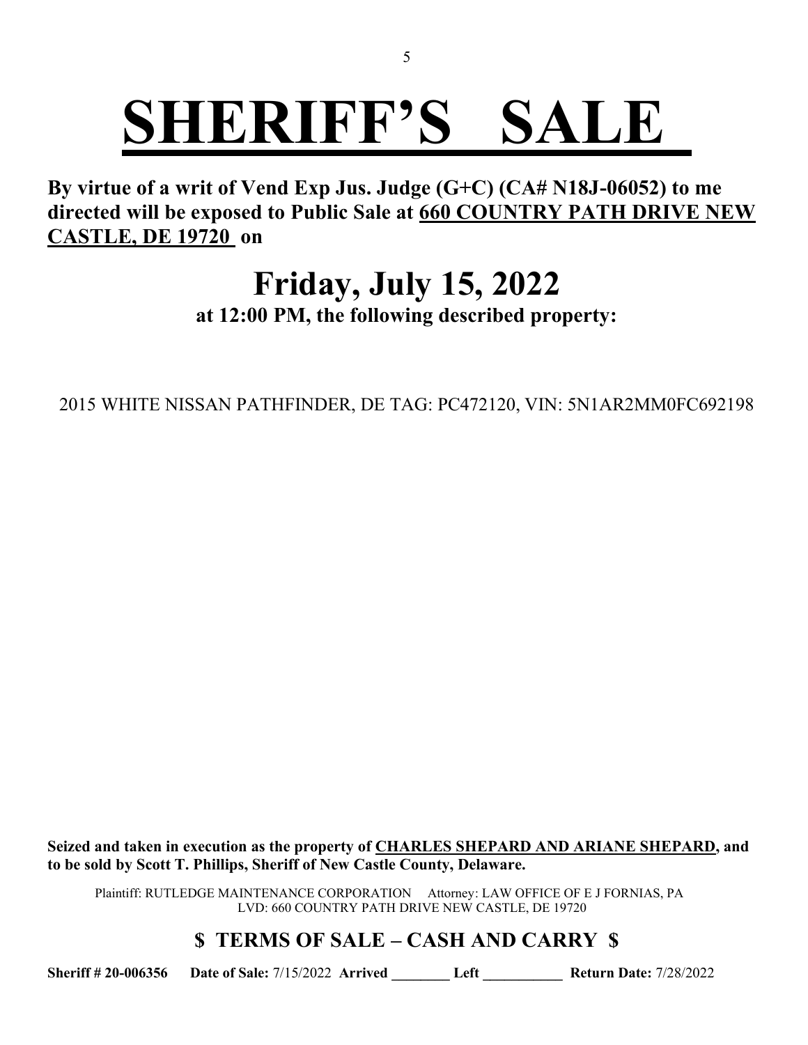# SHERIFF'S SALE

**By virtue of a writ of Vend Exp Jus. Judge (G+C) (CA# N18J-06052) to me directed will be exposed to Public Sale at 660 COUNTRY PATH DRIVE NEW CASTLE, DE 19720 on**

## Friday, July 15, 2022

**at 12:00 PM, the following described property:**

2015 WHITE NISSAN PATHFINDER, DE TAG: PC472120, VIN: 5N1AR2MM0FC692198

**Seized and taken in execution as the property of CHARLES SHEPARD AND ARIANE SHEPARD, and to be sold by Scott T. Phillips, Sheriff of New Castle County, Delaware.**

Plaintiff: RUTLEDGE MAINTENANCE CORPORATION Attorney: LAW OFFICE OF E J FORNIAS, PA
LVD: 660 COUNTRY PATH DRIVE NEW CASTLE, DE 19720

### $ TERMS OF SALE – CASH AND CARRY $

**Sheriff # 20-006356** **Date of Sale:** 7/15/2022 **Arrived** ________ **Left** ___________ **Return Date:** 7/28/2022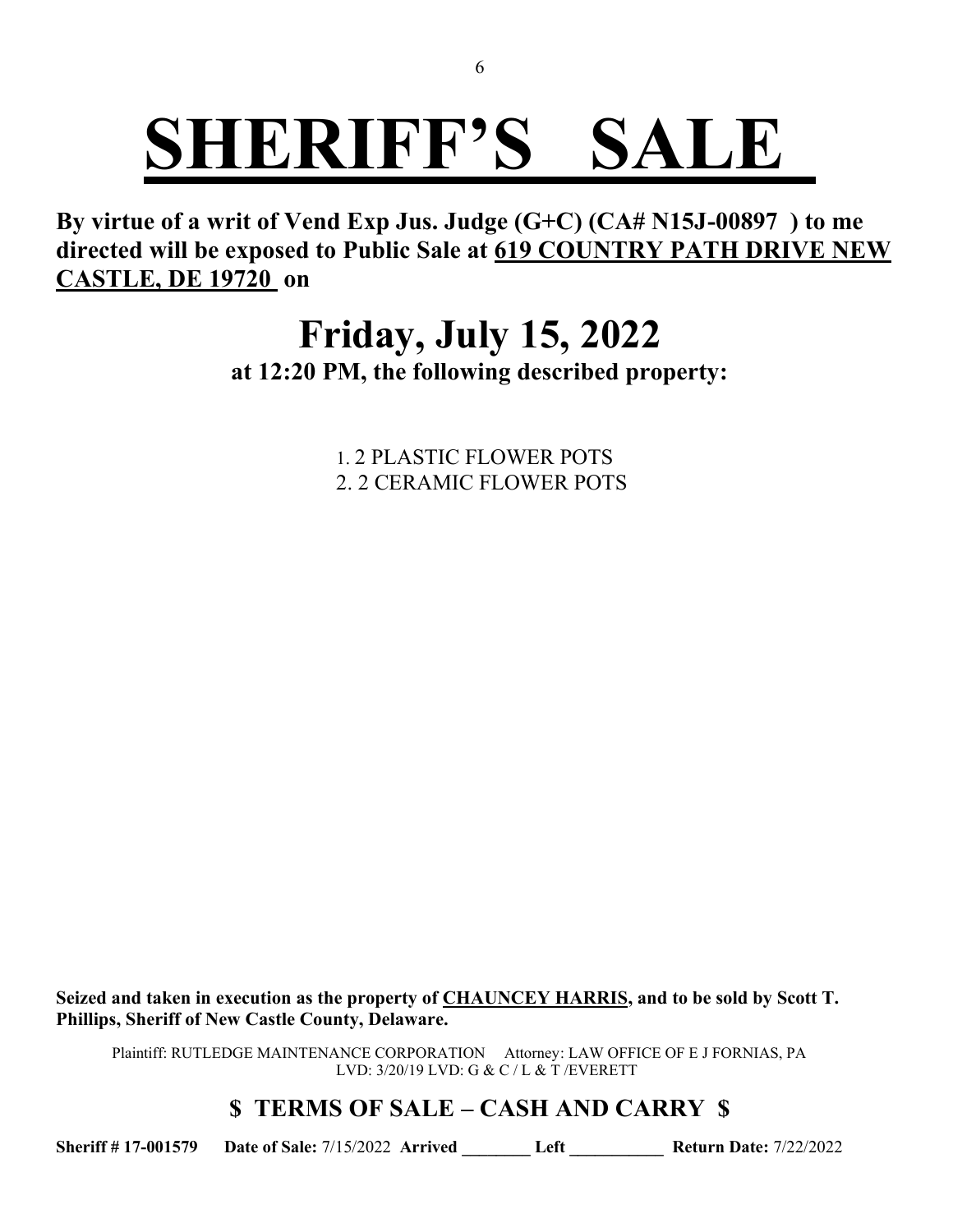# SHERIFF'S SALE

**By virtue of a writ of Vend Exp Jus. Judge (G+C) (CA# N15J-00897 ) to me directed will be exposed to Public Sale at 619 COUNTRY PATH DRIVE NEW CASTLE, DE 19720 on**

## Friday, July 15, 2022

**at 12:20 PM, the following described property:**

1. 2 PLASTIC FLOWER POTS
2. 2 CERAMIC FLOWER POTS

**Seized and taken in execution as the property of CHAUNCEY HARRIS, and to be sold by Scott T. Phillips, Sheriff of New Castle County, Delaware.**

Plaintiff: RUTLEDGE MAINTENANCE CORPORATION Attorney: LAW OFFICE OF E J FORNIAS, PA
LVD: 3/20/19 LVD: G & C / L & T /EVERETT

## $ TERMS OF SALE – CASH AND CARRY $

**Sheriff # 17-001579** **Date of Sale:** 7/15/2022 **Arrived** ________ **Left** ___________ **Return Date:** 7/22/2022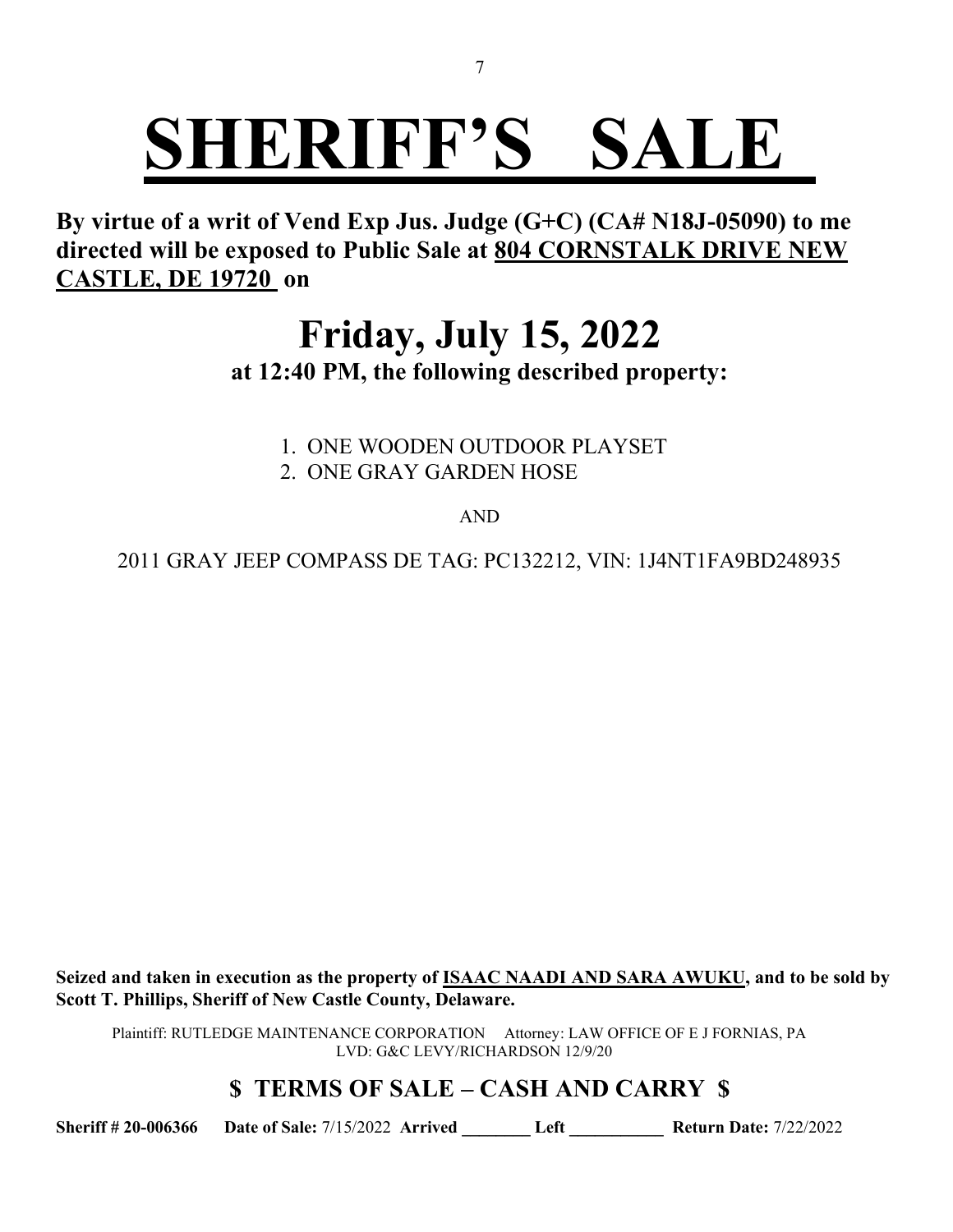# SHERIFF'S SALE

**By virtue of a writ of Vend Exp Jus. Judge (G+C) (CA# N18J-05090) to me directed will be exposed to Public Sale at 804 CORNSTALK DRIVE NEW CASTLE, DE 19720 on**

## Friday, July 15, 2022

**at 12:40 PM, the following described property:**

1. ONE WOODEN OUTDOOR PLAYSET
2. ONE GRAY GARDEN HOSE

AND

2011 GRAY JEEP COMPASS DE TAG: PC132212, VIN: 1J4NT1FA9BD248935

**Seized and taken in execution as the property of ISAAC NAADI AND SARA AWUKU, and to be sold by Scott T. Phillips, Sheriff of New Castle County, Delaware.**

Plaintiff: RUTLEDGE MAINTENANCE CORPORATION Attorney: LAW OFFICE OF E J FORNIAS, PA
LVD: G&C LEVY/RICHARDSON 12/9/20

## $ TERMS OF SALE – CASH AND CARRY $

**Sheriff # 20-006366** **Date of Sale:** 7/15/2022 **Arrived** ________ **Left** ___________ **Return Date:** 7/22/2022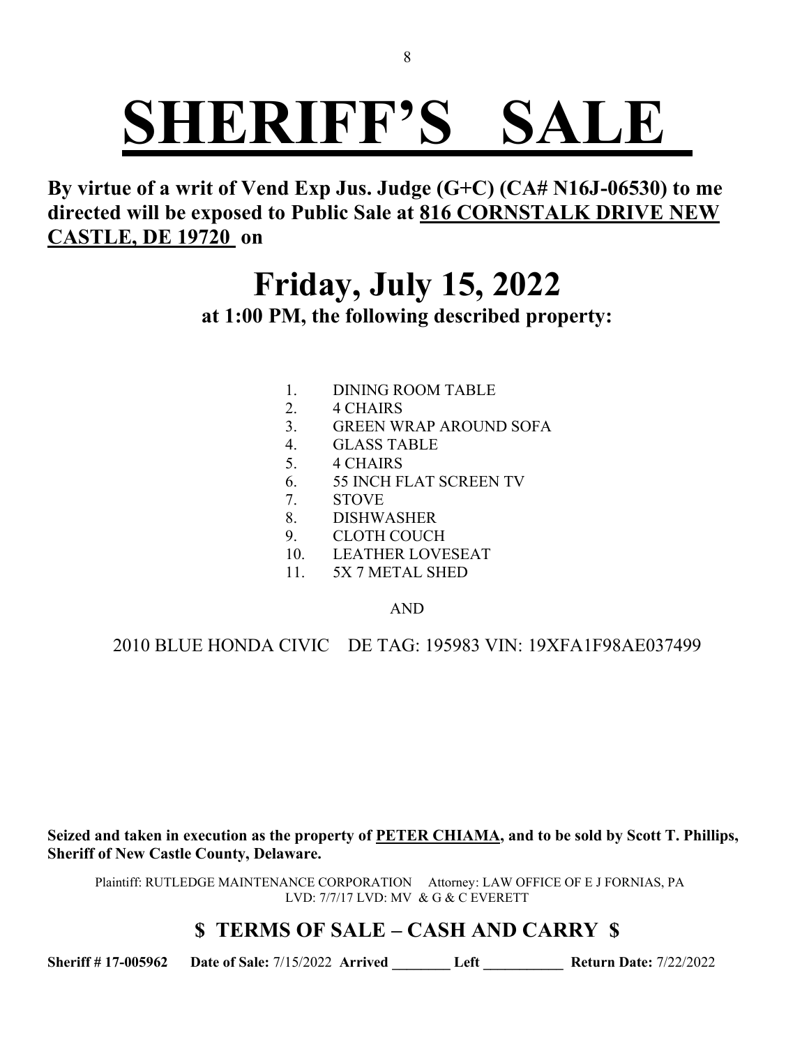# SHERIFF'S SALE

**By virtue of a writ of Vend Exp Jus. Judge (G+C) (CA# N16J-06530) to me directed will be exposed to Public Sale at <u>816 CORNSTALK DRIVE NEW CASTLE, DE 19720</u> on**

## Friday, July 15, 2022

**at 1:00 PM, the following described property:**

1. DINING ROOM TABLE
2. 4 CHAIRS
3. GREEN WRAP AROUND SOFA
4. GLASS TABLE
5. 4 CHAIRS
6. 55 INCH FLAT SCREEN TV
7. STOVE
8. DISHWASHER
9. CLOTH COUCH
10. LEATHER LOVESEAT
11. 5X 7 METAL SHED

AND

2010 BLUE HONDA CIVIC DE TAG: 195983 VIN: 19XFA1F98AE037499

**Seized and taken in execution as the property of <u>PETER CHIAMA</u>, and to be sold by Scott T. Phillips, Sheriff of New Castle County, Delaware.**

Plaintiff: RUTLEDGE MAINTENANCE CORPORATION Attorney: LAW OFFICE OF E J FORNIAS, PA
LVD: 7/7/17 LVD: MV & G & C EVERETT

## $ TERMS OF SALE – CASH AND CARRY $

**Sheriff # 17-005962** **Date of Sale:** 7/15/2022 **Arrived** ________ **Left** ___________ **Return Date:** 7/22/2022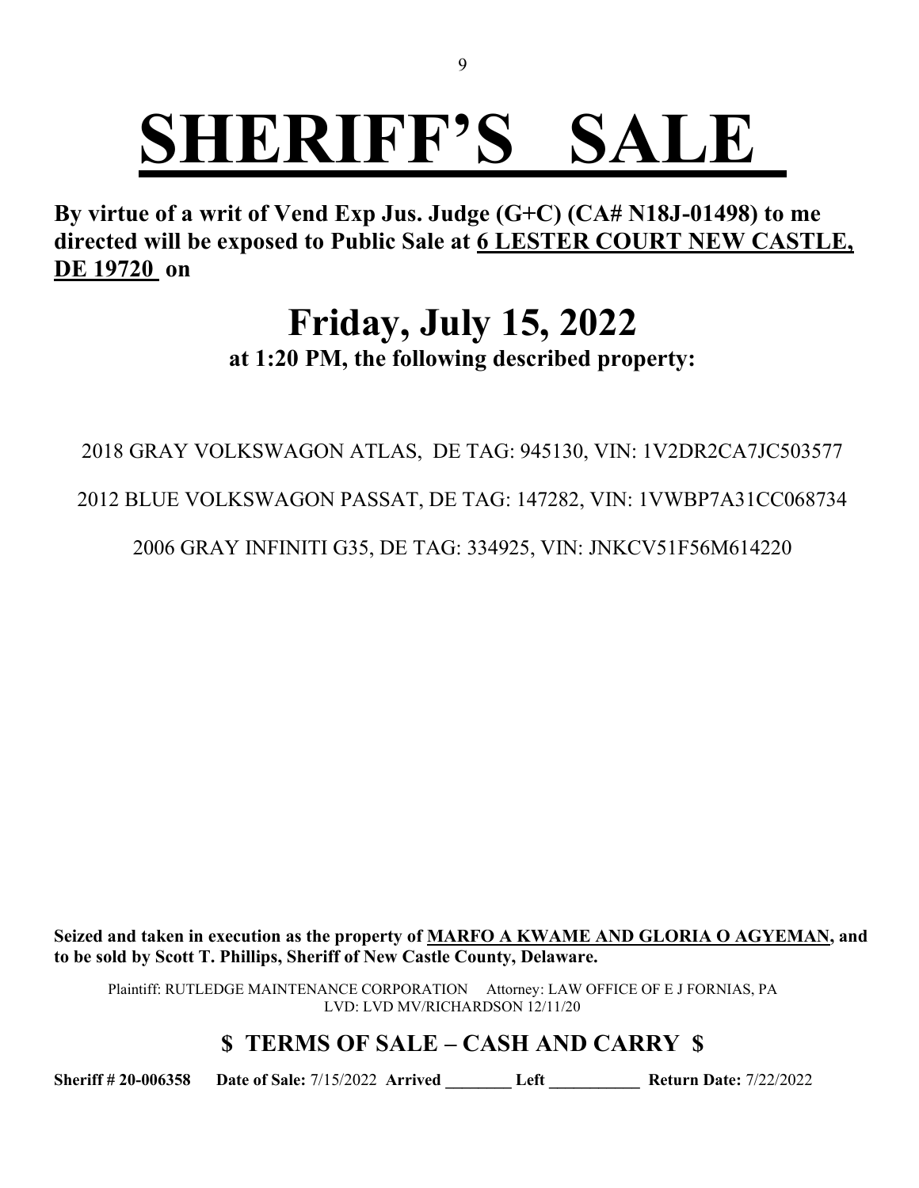# SHERIFF'S SALE

**By virtue of a writ of Vend Exp Jus. Judge (G+C) (CA# N18J-01498) to me directed will be exposed to Public Sale at 6 LESTER COURT NEW CASTLE, DE 19720 on**

## Friday, July 15, 2022

**at 1:20 PM, the following described property:**

2018 GRAY VOLKSWAGON ATLAS, DE TAG: 945130, VIN: 1V2DR2CA7JC503577

2012 BLUE VOLKSWAGON PASSAT, DE TAG: 147282, VIN: 1VWBP7A31CC068734

2006 GRAY INFINITI G35, DE TAG: 334925, VIN: JNKCV51F56M614220

**Seized and taken in execution as the property of MARFO A KWAME AND GLORIA O AGYEMAN, and to be sold by Scott T. Phillips, Sheriff of New Castle County, Delaware.**

Plaintiff: RUTLEDGE MAINTENANCE CORPORATION Attorney: LAW OFFICE OF E J FORNIAS, PA
LVD: LVD MV/RICHARDSON 12/11/20

## $ TERMS OF SALE – CASH AND CARRY $

**Sheriff # 20-006358** **Date of Sale:** 7/15/2022 **Arrived** ________ **Left** ___________ **Return Date:** 7/22/2022